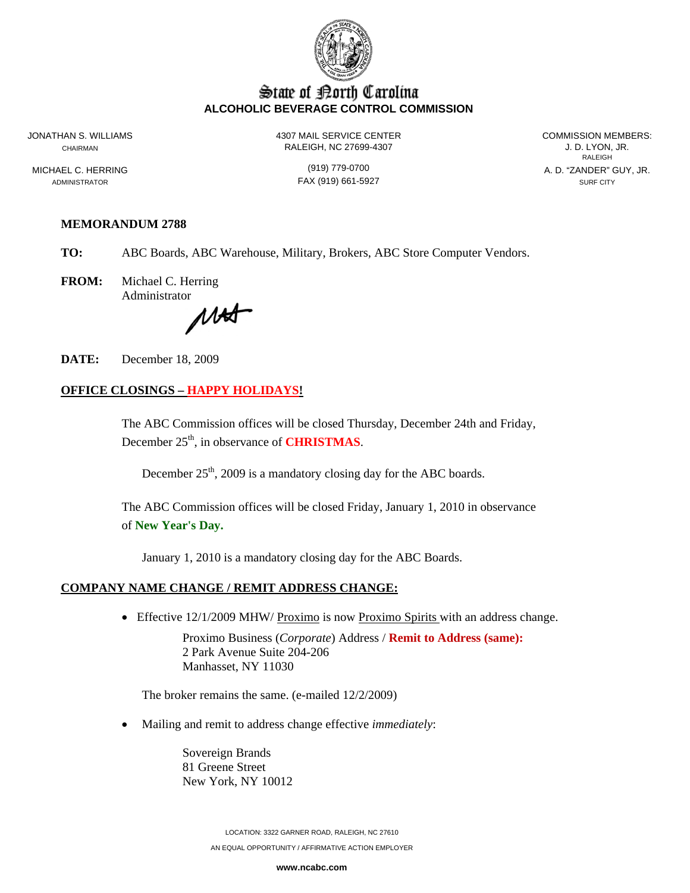# State of North Carolina
## ALCOHOLIC BEVERAGE CONTROL COMMISSION

JONATHAN S. WILLIAMS
CHAIRMAN

MICHAEL C. HERRING
ADMINISTRATOR

4307 MAIL SERVICE CENTER
RALEIGH, NC 27699-4307

(919) 779-0700
FAX (919) 661-5927

COMMISSION MEMBERS:
J. D. LYON, JR.
RALEIGH
A. D. "ZANDER" GUY, JR.
SURF CITY

**MEMORANDUM 2788**

**TO:** ABC Boards, ABC Warehouse, Military, Brokers, ABC Store Computer Vendors.

**FROM:** Michael C. Herring
Administrator

**DATE:** December 18, 2009

**OFFICE CLOSINGS – HAPPY HOLIDAYS!**

The ABC Commission offices will be closed Thursday, December 24th and Friday, December 25th, in observance of **CHRISTMAS**.

December 25th, 2009 is a mandatory closing day for the ABC boards.

The ABC Commission offices will be closed Friday, January 1, 2010 in observance of **New Year's Day.**

January 1, 2010 is a mandatory closing day for the ABC Boards.

**COMPANY NAME CHANGE / REMIT ADDRESS CHANGE:**

- Effective 12/1/2009 MHW/ Proximo is now Proximo Spirits with an address change.

  Proximo Business (*Corporate*) Address / **Remit to Address (same):**
  2 Park Avenue Suite 204-206
  Manhasset, NY 11030

  The broker remains the same. (e-mailed 12/2/2009)

- Mailing and remit to address change effective *immediately*:

  Sovereign Brands
  81 Greene Street
  New York, NY 10012

LOCATION: 3322 GARNER ROAD, RALEIGH, NC 27610
AN EQUAL OPPORTUNITY / AFFIRMATIVE ACTION EMPLOYER
www.ncabc.com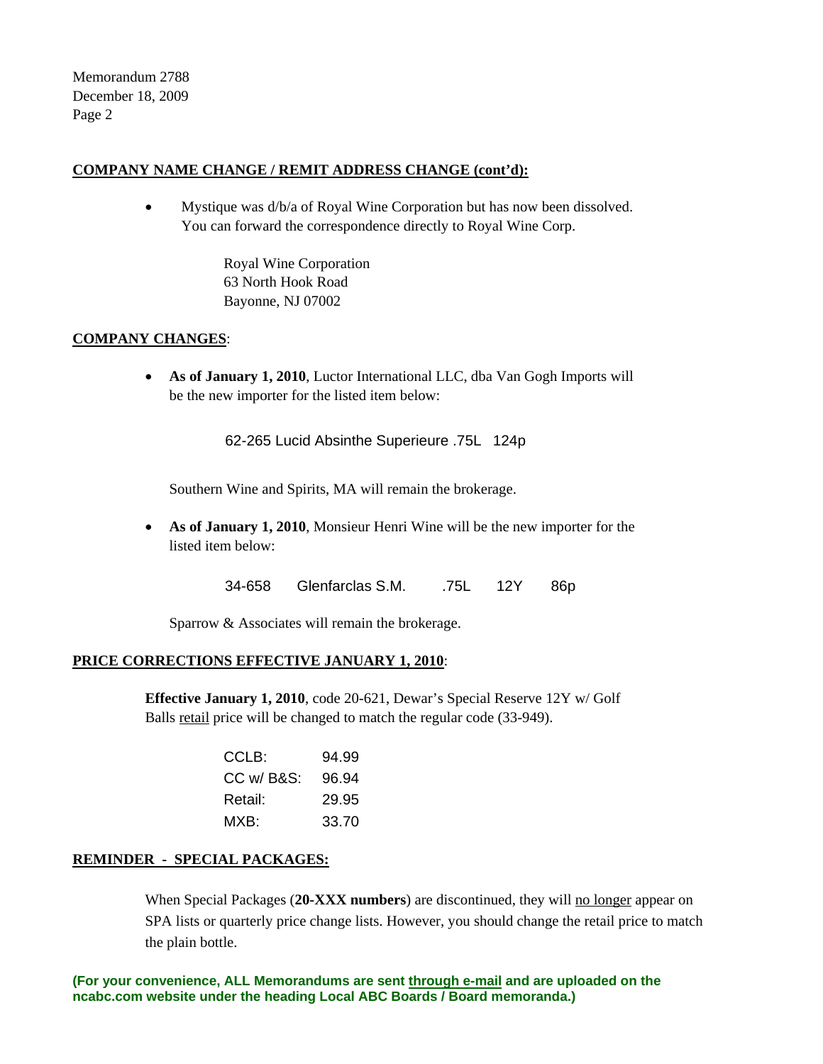## COMPANY NAME CHANGE / REMIT ADDRESS CHANGE (cont'd):

- Mystique was d/b/a of Royal Wine Corporation but has now been dissolved. You can forward the correspondence directly to Royal Wine Corp.

  Royal Wine Corporation
  63 North Hook Road
  Bayonne, NJ 07002

## COMPANY CHANGES:

- **As of January 1, 2010**, Luctor International LLC, dba Van Gogh Imports will be the new importer for the listed item below:

  62-265 Lucid Absinthe Superieure .75L 124p

  Southern Wine and Spirits, MA will remain the brokerage.

- **As of January 1, 2010**, Monsieur Henri Wine will be the new importer for the listed item below:

  34-658 Glenfarclas S.M. .75L 12Y 86p

  Sparrow & Associates will remain the brokerage.

## PRICE CORRECTIONS EFFECTIVE JANUARY 1, 2010:

**Effective January 1, 2010**, code 20-621, Dewar's Special Reserve 12Y w/ Golf Balls retail price will be changed to match the regular code (33-949).

| | |
|---|---|
| CCLB: | 94.99 |
| CC w/ B&S: | 96.94 |
| Retail: | 29.95 |
| MXB: | 33.70 |

## REMINDER - SPECIAL PACKAGES:

When Special Packages (**20-XXX numbers**) are discontinued, they will no longer appear on SPA lists or quarterly price change lists. However, you should change the retail price to match the plain bottle.

**(For your convenience, ALL Memorandums are sent through e-mail and are uploaded on the ncabc.com website under the heading Local ABC Boards / Board memoranda.)**